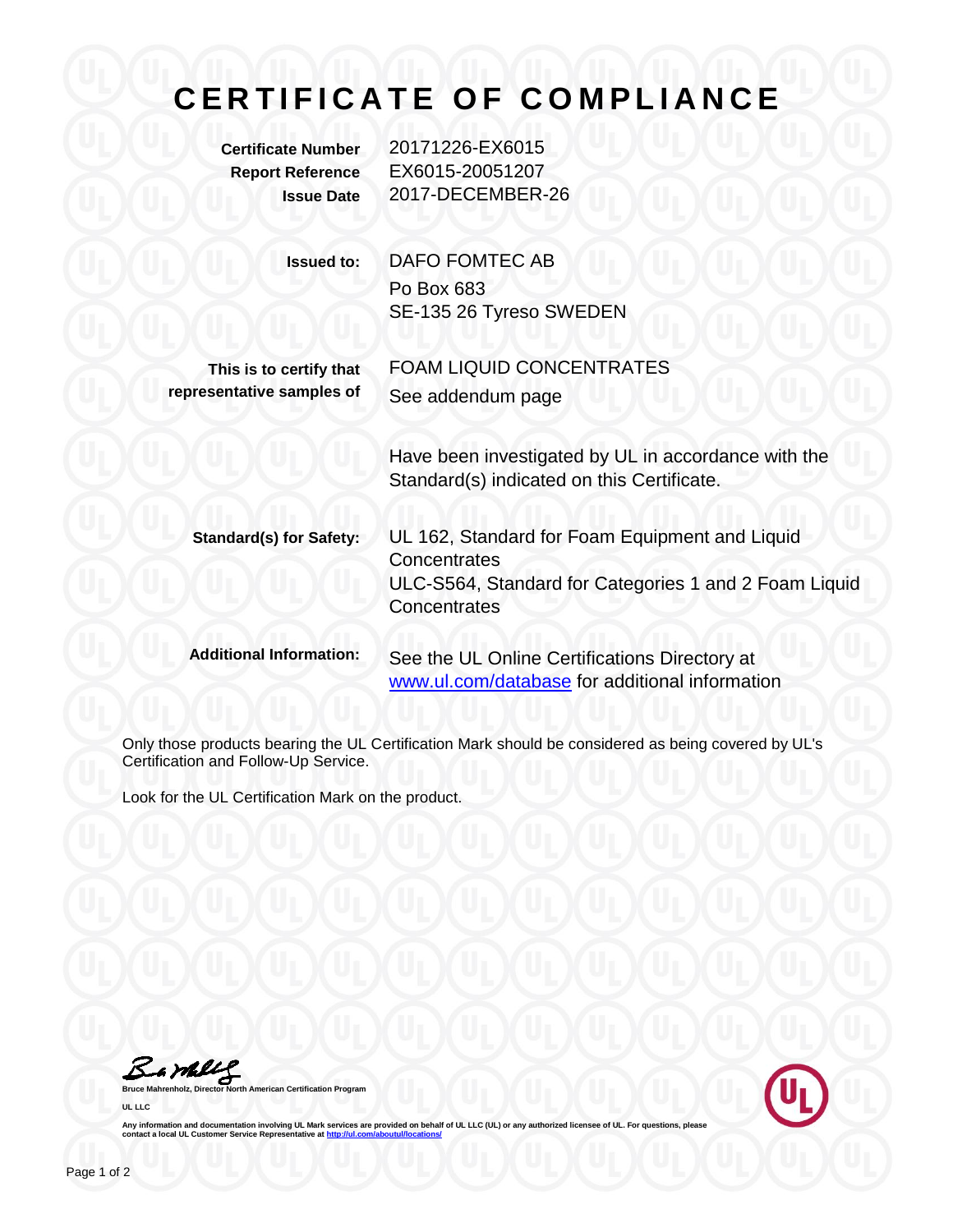# CERTIFICATE OF COMPLIANCE

**Certificate Number** 20171226-EX6015
**Report Reference** EX6015-20051207
**Issue Date** 2017-DECEMBER-26

**Issued to:** DAFO FOMTEC AB
Po Box 683
SE-135 26 Tyreso SWEDEN

**This is to certify that representative samples of** FOAM LIQUID CONCENTRATES
See addendum page

Have been investigated by UL in accordance with the Standard(s) indicated on this Certificate.

**Standard(s) for Safety:** UL 162, Standard for Foam Equipment and Liquid Concentrates
ULC-S564, Standard for Categories 1 and 2 Foam Liquid Concentrates

**Additional Information:** See the UL Online Certifications Directory at www.ul.com/database for additional information

Only those products bearing the UL Certification Mark should be considered as being covered by UL's Certification and Follow-Up Service.

Look for the UL Certification Mark on the product.

**Bruce Mahrenholz, Director North American Certification Program**

**UL LLC**

**Any information and documentation involving UL Mark services are provided on behalf of UL LLC (UL) or any authorized licensee of UL. For questions, please contact a local UL Customer Service Representative at http://ul.com/aboutul/locations/**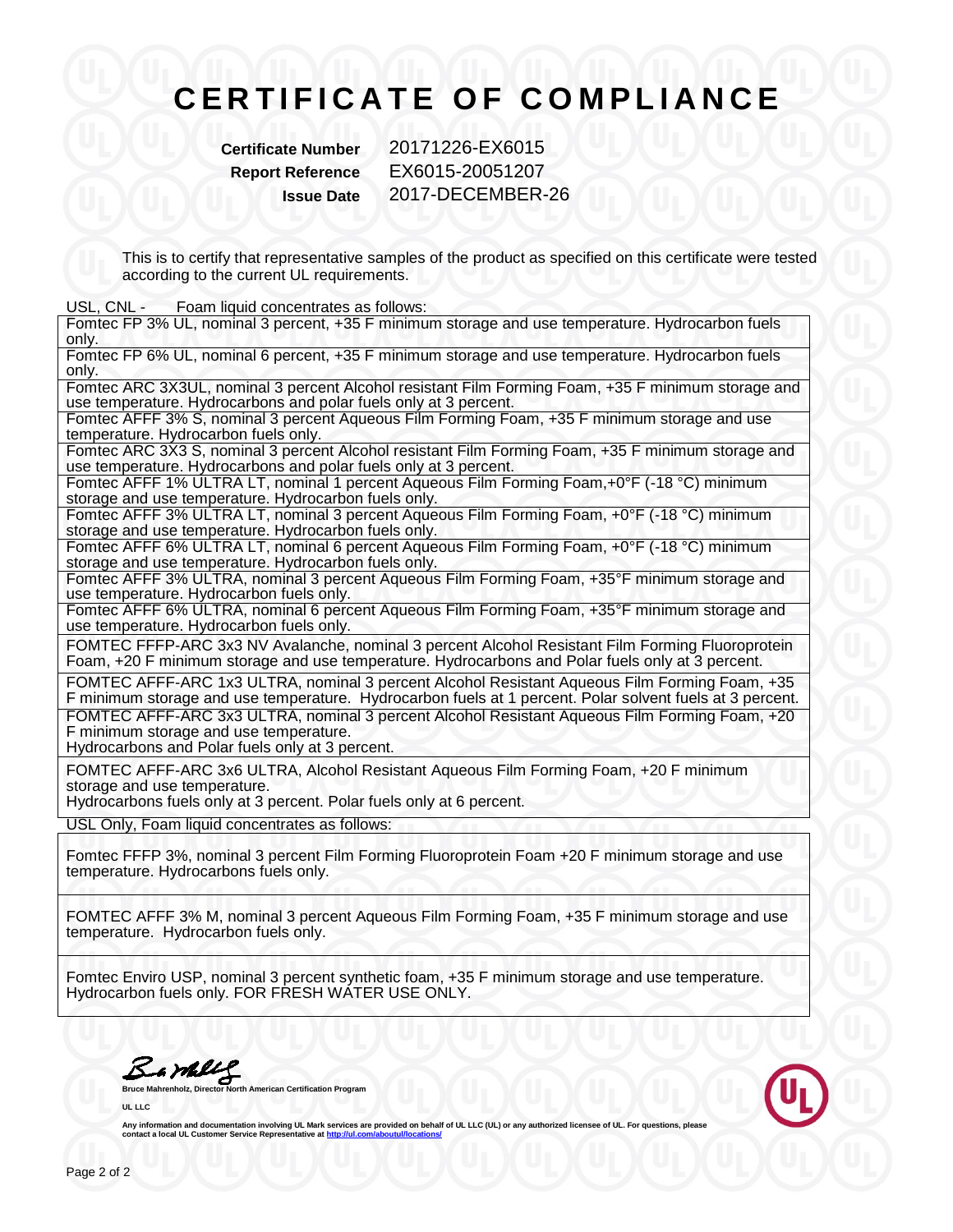# CERTIFICATE OF COMPLIANCE

**Certificate Number** 20171226-EX6015
**Report Reference** EX6015-20051207
**Issue Date** 2017-DECEMBER-26

This is to certify that representative samples of the product as specified on this certificate were tested according to the current UL requirements.

USL, CNL - Foam liquid concentrates as follows:

| |
|---|
| Fomtec FP 3% UL, nominal 3 percent, +35 F minimum storage and use temperature. Hydrocarbon fuels only. |
| Fomtec FP 6% UL, nominal 6 percent, +35 F minimum storage and use temperature. Hydrocarbon fuels only. |
| Fomtec ARC 3X3UL, nominal 3 percent Alcohol resistant Film Forming Foam, +35 F minimum storage and use temperature. Hydrocarbons and polar fuels only at 3 percent. |
| Fomtec AFFF 3% S, nominal 3 percent Aqueous Film Forming Foam, +35 F minimum storage and use temperature. Hydrocarbon fuels only. |
| Fomtec ARC 3X3 S, nominal 3 percent Alcohol resistant Film Forming Foam, +35 F minimum storage and use temperature. Hydrocarbons and polar fuels only at 3 percent. |
| Fomtec AFFF 1% ULTRA LT, nominal 1 percent Aqueous Film Forming Foam,+0°F (-18 °C) minimum storage and use temperature. Hydrocarbon fuels only. |
| Fomtec AFFF 3% ULTRA LT, nominal 3 percent Aqueous Film Forming Foam, +0°F (-18 °C) minimum storage and use temperature. Hydrocarbon fuels only. |
| Fomtec AFFF 6% ULTRA LT, nominal 6 percent Aqueous Film Forming Foam, +0°F (-18 °C) minimum storage and use temperature. Hydrocarbon fuels only. |
| Fomtec AFFF 3% ULTRA, nominal 3 percent Aqueous Film Forming Foam, +35°F minimum storage and use temperature. Hydrocarbon fuels only. |
| Fomtec AFFF 6% ULTRA, nominal 6 percent Aqueous Film Forming Foam, +35°F minimum storage and use temperature. Hydrocarbon fuels only. |
| FOMTEC FFFP-ARC 3x3 NV Avalanche, nominal 3 percent Alcohol Resistant Film Forming Fluoroprotein Foam, +20 F minimum storage and use temperature. Hydrocarbons and Polar fuels only at 3 percent. |
| FOMTEC AFFF-ARC 1x3 ULTRA, nominal 3 percent Alcohol Resistant Aqueous Film Forming Foam, +35 F minimum storage and use temperature. Hydrocarbon fuels at 1 percent. Polar solvent fuels at 3 percent. |
| FOMTEC AFFF-ARC 3x3 ULTRA, nominal 3 percent Alcohol Resistant Aqueous Film Forming Foam, +20 F minimum storage and use temperature. Hydrocarbons and Polar fuels only at 3 percent. |
| FOMTEC AFFF-ARC 3x6 ULTRA, Alcohol Resistant Aqueous Film Forming Foam, +20 F minimum storage and use temperature. Hydrocarbons fuels only at 3 percent. Polar fuels only at 6 percent. |
| USL Only, Foam liquid concentrates as follows: |
| Fomtec FFFP 3%, nominal 3 percent Film Forming Fluoroprotein Foam +20 F minimum storage and use temperature. Hydrocarbons fuels only. |
| FOMTEC AFFF 3% M, nominal 3 percent Aqueous Film Forming Foam, +35 F minimum storage and use temperature. Hydrocarbon fuels only. |
| Fomtec Enviro USP, nominal 3 percent synthetic foam, +35 F minimum storage and use temperature. Hydrocarbon fuels only. FOR FRESH WATER USE ONLY. |

**Bruce Mahrenholz, Director North American Certification Program**

**UL LLC**

Any information and documentation involving UL Mark services are provided on behalf of UL LLC (UL) or any authorized licensee of UL. For questions, please contact a local UL Customer Service Representative at http://ul.com/aboutul/locations/